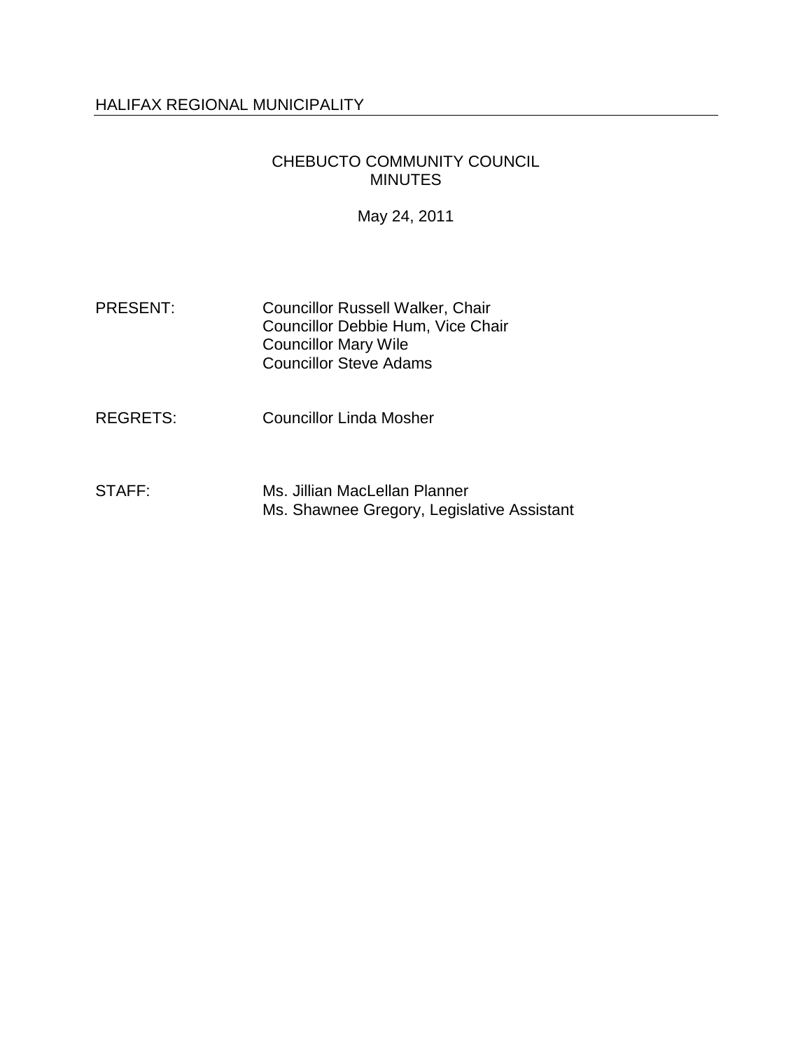HALIFAX REGIONAL MUNICIPALITY

# CHEBUCTO COMMUNITY COUNCIL MINUTES

May 24, 2011

| | |
|---|---|
| PRESENT: | Councillor Russell Walker, Chair<br>Councillor Debbie Hum, Vice Chair<br>Councillor Mary Wile<br>Councillor Steve Adams |
| REGRETS: | Councillor Linda Mosher |
| STAFF: | Ms. Jillian MacLellan Planner<br>Ms. Shawnee Gregory, Legislative Assistant |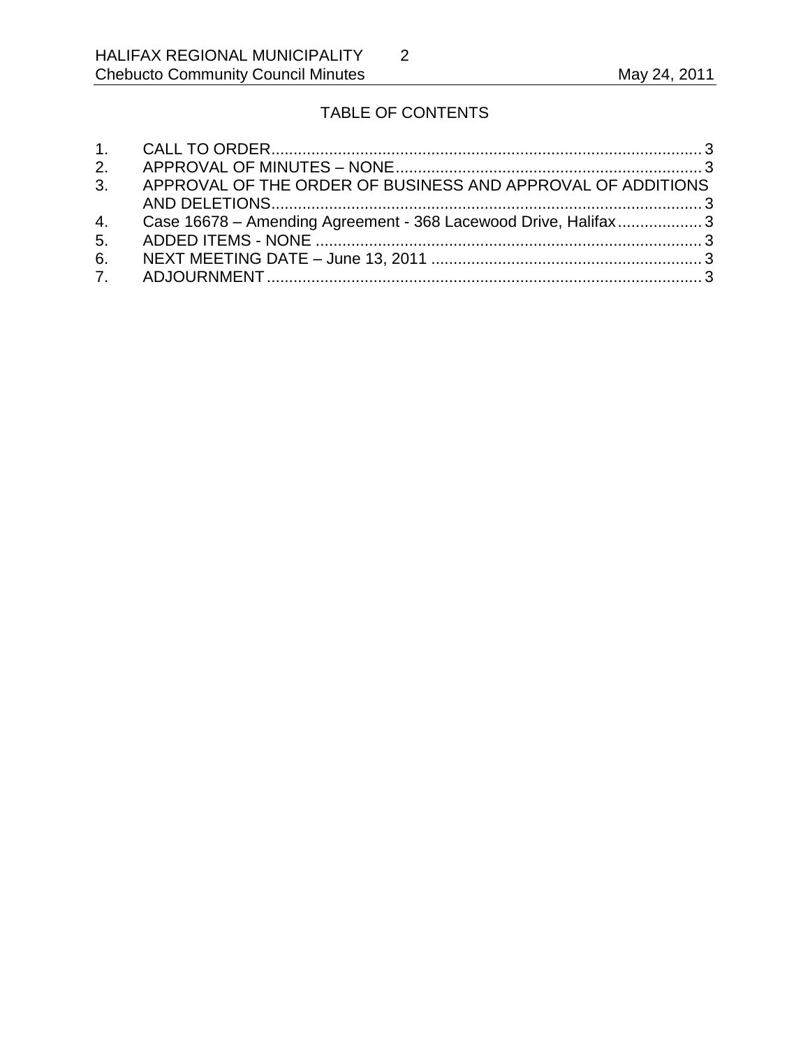## TABLE OF CONTENTS

1. CALL TO ORDER ........................................................................................ 3
2. APPROVAL OF MINUTES – NONE ........................................................ 3
3. APPROVAL OF THE ORDER OF BUSINESS AND APPROVAL OF ADDITIONS AND DELETIONS ........................................................................................ 3
4. Case 16678 – Amending Agreement - 368 Lacewood Drive, Halifax ................... 3
5. ADDED ITEMS - NONE ........................................................................................ 3
6. NEXT MEETING DATE – June 13, 2011 ............................................................ 3
7. ADJOURNMENT ........................................................................................ 3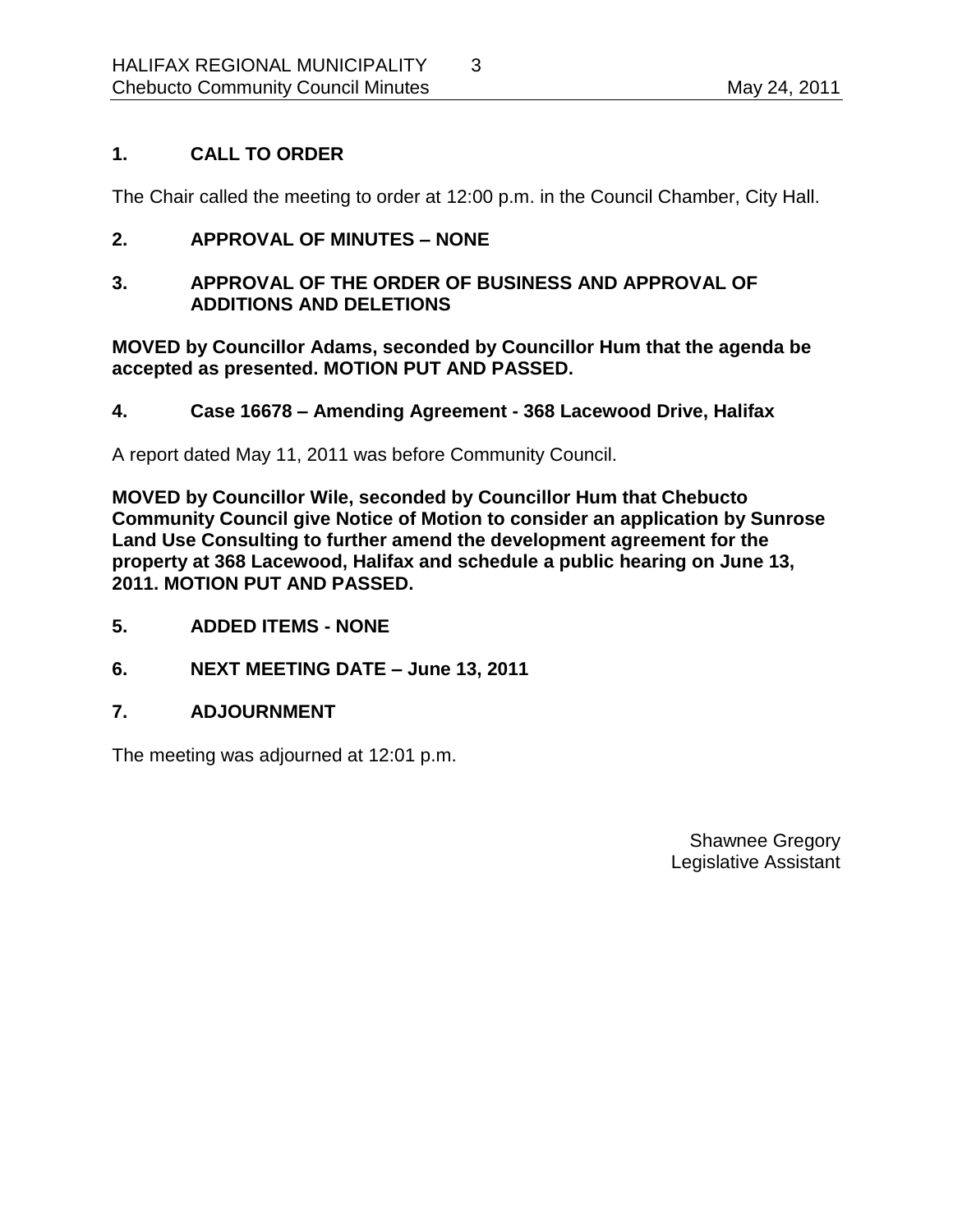## 1. CALL TO ORDER

The Chair called the meeting to order at 12:00 p.m. in the Council Chamber, City Hall.

## 2. APPROVAL OF MINUTES – NONE

## 3. APPROVAL OF THE ORDER OF BUSINESS AND APPROVAL OF ADDITIONS AND DELETIONS

**MOVED by Councillor Adams, seconded by Councillor Hum that the agenda be accepted as presented. MOTION PUT AND PASSED.**

## 4. Case 16678 – Amending Agreement - 368 Lacewood Drive, Halifax

A report dated May 11, 2011 was before Community Council.

**MOVED by Councillor Wile, seconded by Councillor Hum that Chebucto Community Council give Notice of Motion to consider an application by Sunrose Land Use Consulting to further amend the development agreement for the property at 368 Lacewood, Halifax and schedule a public hearing on June 13, 2011. MOTION PUT AND PASSED.**

## 5. ADDED ITEMS - NONE

## 6. NEXT MEETING DATE – June 13, 2011

## 7. ADJOURNMENT

The meeting was adjourned at 12:01 p.m.

Shawnee Gregory
Legislative Assistant